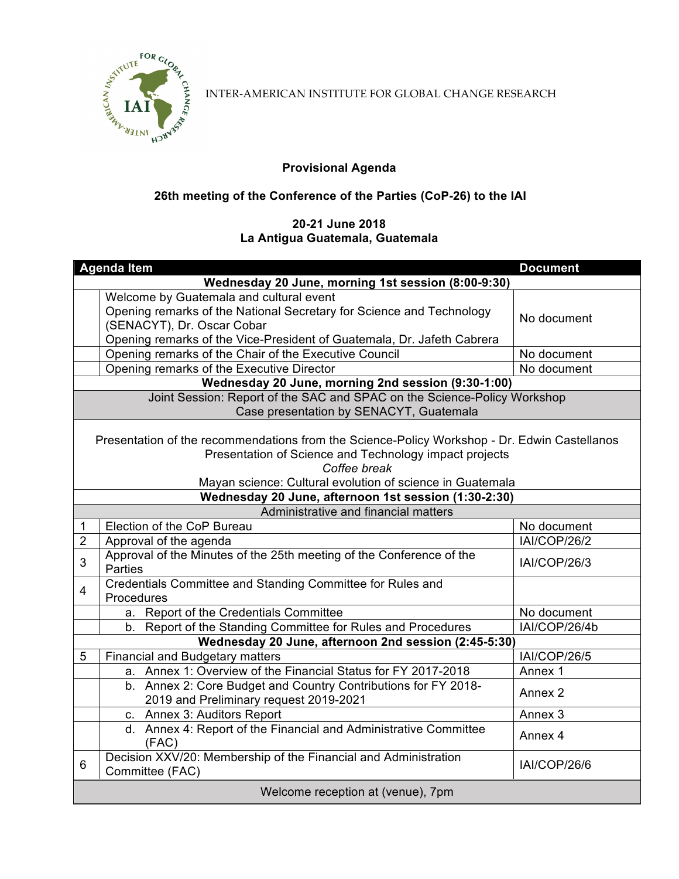INTER-AMERICAN INSTITUTE FOR GLOBAL CHANGE RESEARCH

**Provisional Agenda**

**26th meeting of the Conference of the Parties (CoP-26) to the IAI**

**20-21 June 2018**
**La Antigua Guatemala, Guatemala**

| | Agenda Item | Document |
|---|---|---|
| **Wednesday 20 June, morning 1st session (8:00-9:30)** | | |
| | Welcome by Guatemala and cultural event<br>Opening remarks of the National Secretary for Science and Technology (SENACYT), Dr. Oscar Cobar<br>Opening remarks of the Vice-President of Guatemala, Dr. Jafeth Cabrera | No document |
| | Opening remarks of the Chair of the Executive Council | No document |
| | Opening remarks of the Executive Director | No document |
| **Wednesday 20 June, morning 2nd session (9:30-1:00)** | | |
| Joint Session: Report of the SAC and SPAC on the Science-Policy Workshop<br>Case presentation by SENACYT, Guatemala | | |
| Presentation of the recommendations from the Science-Policy Workshop - Dr. Edwin Castellanos<br>Presentation of Science and Technology impact projects<br>*Coffee break*<br>Mayan science: Cultural evolution of science in Guatemala | | |
| **Wednesday 20 June, afternoon 1st session (1:30-2:30)** | | |
| Administrative and financial matters | | |
| 1 | Election of the CoP Bureau | No document |
| 2 | Approval of the agenda | IAI/COP/26/2 |
| 3 | Approval of the Minutes of the 25th meeting of the Conference of the Parties | IAI/COP/26/3 |
| 4 | Credentials Committee and Standing Committee for Rules and Procedures | |
| | a. Report of the Credentials Committee | No document |
| | b. Report of the Standing Committee for Rules and Procedures | IAI/COP/26/4b |
| **Wednesday 20 June, afternoon 2nd session (2:45-5:30)** | | |
| 5 | Financial and Budgetary matters | IAI/COP/26/5 |
| | a. Annex 1: Overview of the Financial Status for FY 2017-2018 | Annex 1 |
| | b. Annex 2: Core Budget and Country Contributions for FY 2018-2019 and Preliminary request 2019-2021 | Annex 2 |
| | c. Annex 3: Auditors Report | Annex 3 |
| | d. Annex 4: Report of the Financial and Administrative Committee (FAC) | Annex 4 |
| 6 | Decision XXV/20: Membership of the Financial and Administration Committee (FAC) | IAI/COP/26/6 |
| Welcome reception at (venue), 7pm | | |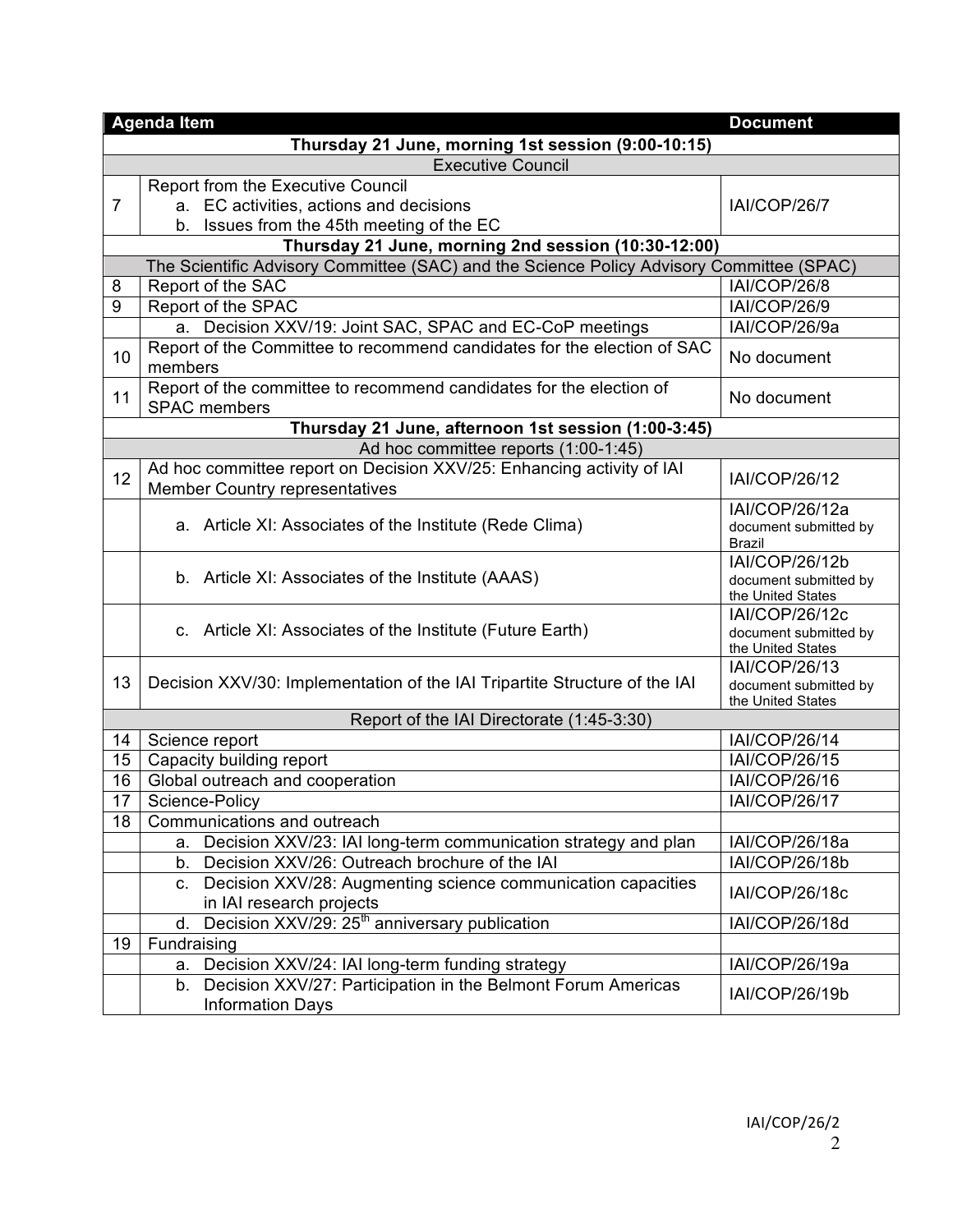| Agenda Item | | Document |
|---|---|---|
| **Thursday 21 June, morning 1st session (9:00-10:15)** | | |
| Executive Council | | |
| 7 | Report from the Executive Council<br>a. EC activities, actions and decisions<br>b. Issues from the 45th meeting of the EC | IAI/COP/26/7 |
| **Thursday 21 June, morning 2nd session (10:30-12:00)** | | |
| The Scientific Advisory Committee (SAC) and the Science Policy Advisory Committee (SPAC) | | |
| 8 | Report of the SAC | IAI/COP/26/8 |
| 9 | Report of the SPAC | IAI/COP/26/9 |
| | a. Decision XXV/19: Joint SAC, SPAC and EC-CoP meetings | IAI/COP/26/9a |
| 10 | Report of the Committee to recommend candidates for the election of SAC members | No document |
| 11 | Report of the committee to recommend candidates for the election of SPAC members | No document |
| **Thursday 21 June, afternoon 1st session (1:00-3:45)** | | |
| Ad hoc committee reports (1:00-1:45) | | |
| 12 | Ad hoc committee report on Decision XXV/25: Enhancing activity of IAI Member Country representatives | IAI/COP/26/12 |
| | a. Article XI: Associates of the Institute (Rede Clima) | IAI/COP/26/12a<br>document submitted by Brazil |
| | b. Article XI: Associates of the Institute (AAAS) | IAI/COP/26/12b<br>document submitted by the United States |
| | c. Article XI: Associates of the Institute (Future Earth) | IAI/COP/26/12c<br>document submitted by the United States |
| 13 | Decision XXV/30: Implementation of the IAI Tripartite Structure of the IAI | IAI/COP/26/13<br>document submitted by the United States |
| Report of the IAI Directorate (1:45-3:30) | | |
| 14 | Science report | IAI/COP/26/14 |
| 15 | Capacity building report | IAI/COP/26/15 |
| 16 | Global outreach and cooperation | IAI/COP/26/16 |
| 17 | Science-Policy | IAI/COP/26/17 |
| 18 | Communications and outreach | |
| | a. Decision XXV/23: IAI long-term communication strategy and plan | IAI/COP/26/18a |
| | b. Decision XXV/26: Outreach brochure of the IAI | IAI/COP/26/18b |
| | c. Decision XXV/28: Augmenting science communication capacities in IAI research projects | IAI/COP/26/18c |
| | d. Decision XXV/29: 25th anniversary publication | IAI/COP/26/18d |
| 19 | Fundraising | |
| | a. Decision XXV/24: IAI long-term funding strategy | IAI/COP/26/19a |
| | b. Decision XXV/27: Participation in the Belmont Forum Americas Information Days | IAI/COP/26/19b |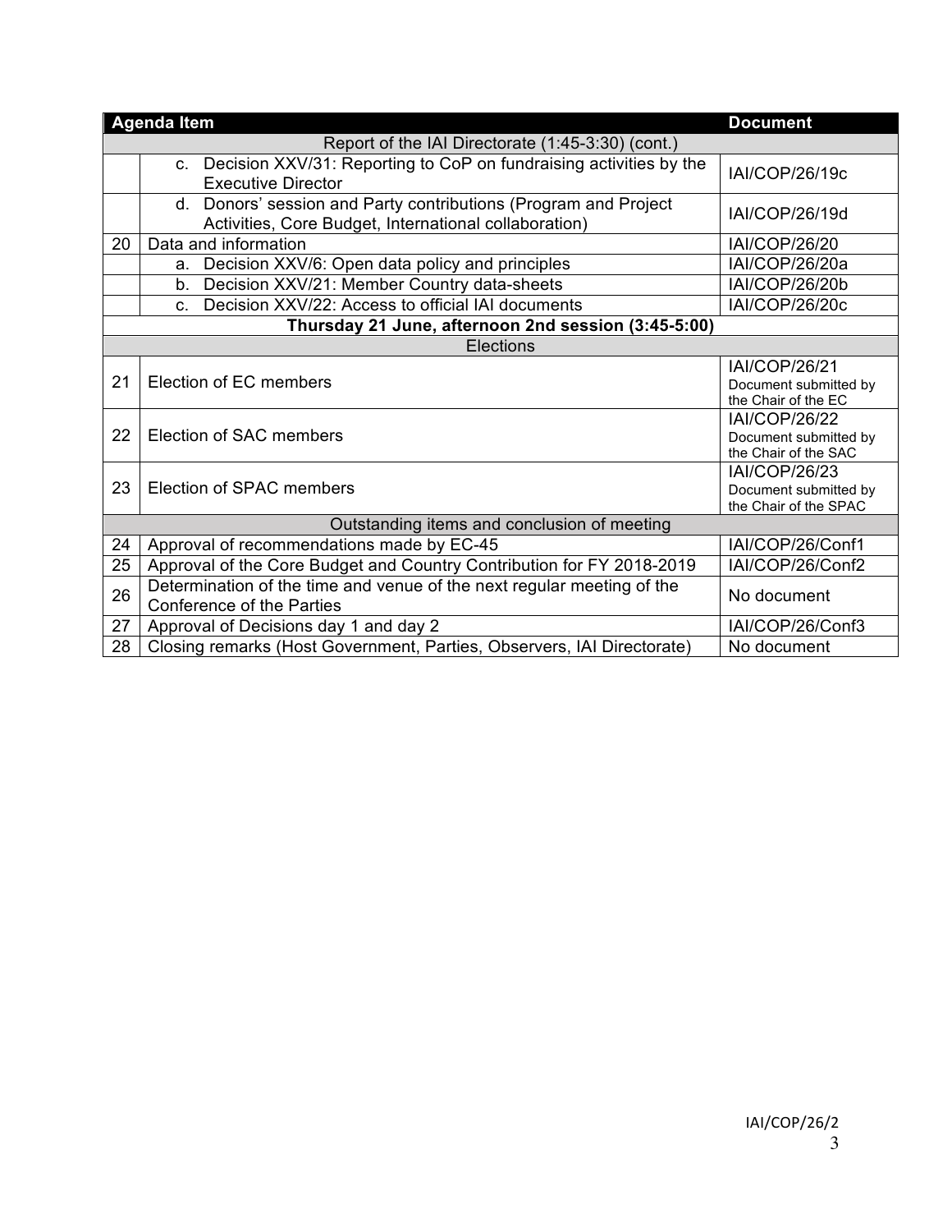| Agenda Item | | Document |
|---|---|---|
| Report of the IAI Directorate (1:45-3:30) (cont.) | | |
| | c. Decision XXV/31: Reporting to CoP on fundraising activities by the Executive Director | IAI/COP/26/19c |
| | d. Donors' session and Party contributions (Program and Project Activities, Core Budget, International collaboration) | IAI/COP/26/19d |
| 20 | Data and information | IAI/COP/26/20 |
| | a. Decision XXV/6: Open data policy and principles | IAI/COP/26/20a |
| | b. Decision XXV/21: Member Country data-sheets | IAI/COP/26/20b |
| | c. Decision XXV/22: Access to official IAI documents | IAI/COP/26/20c |
| **Thursday 21 June, afternoon 2nd session (3:45-5:00)** | | |
| Elections | | |
| 21 | Election of EC members | IAI/COP/26/21 Document submitted by the Chair of the EC |
| 22 | Election of SAC members | IAI/COP/26/22 Document submitted by the Chair of the SAC |
| 23 | Election of SPAC members | IAI/COP/26/23 Document submitted by the Chair of the SPAC |
| Outstanding items and conclusion of meeting | | |
| 24 | Approval of recommendations made by EC-45 | IAI/COP/26/Conf1 |
| 25 | Approval of the Core Budget and Country Contribution for FY 2018-2019 | IAI/COP/26/Conf2 |
| 26 | Determination of the time and venue of the next regular meeting of the Conference of the Parties | No document |
| 27 | Approval of Decisions day 1 and day 2 | IAI/COP/26/Conf3 |
| 28 | Closing remarks (Host Government, Parties, Observers, IAI Directorate) | No document |